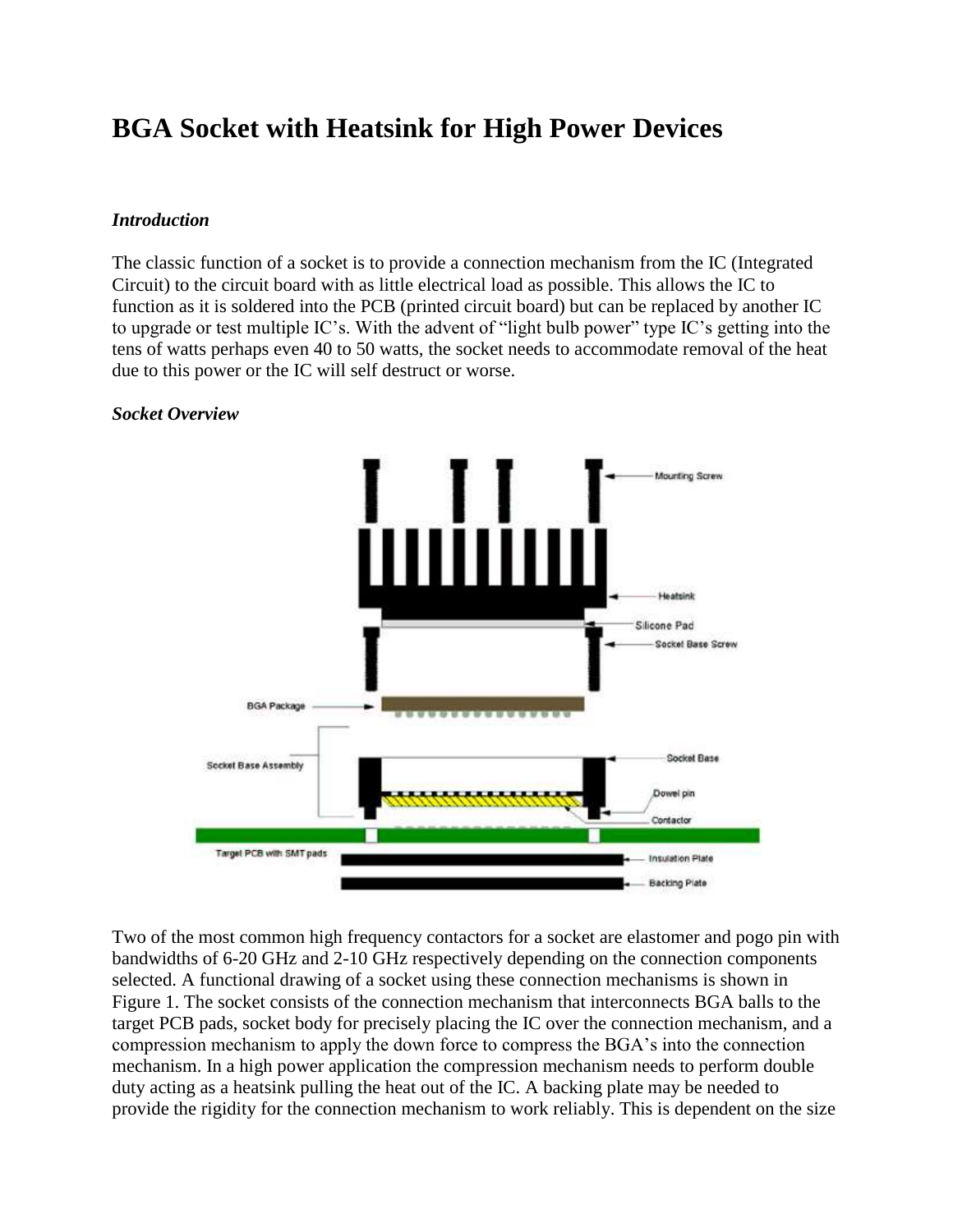# BGA Socket with Heatsink for High Power Devices

### *Introduction*

The classic function of a socket is to provide a connection mechanism from the IC (Integrated Circuit) to the circuit board with as little electrical load as possible. This allows the IC to function as it is soldered into the PCB (printed circuit board) but can be replaced by another IC to upgrade or test multiple IC's. With the advent of "light bulb power" type IC's getting into the tens of watts perhaps even 40 to 50 watts, the socket needs to accommodate removal of the heat due to this power or the IC will self destruct or worse.

### *Socket Overview*

Two of the most common high frequency contactors for a socket are elastomer and pogo pin with bandwidths of 6-20 GHz and 2-10 GHz respectively depending on the connection components selected. A functional drawing of a socket using these connection mechanisms is shown in Figure 1. The socket consists of the connection mechanism that interconnects BGA balls to the target PCB pads, socket body for precisely placing the IC over the connection mechanism, and a compression mechanism to apply the down force to compress the BGA's into the connection mechanism. In a high power application the compression mechanism needs to perform double duty acting as a heatsink pulling the heat out of the IC. A backing plate may be needed to provide the rigidity for the connection mechanism to work reliably. This is dependent on the size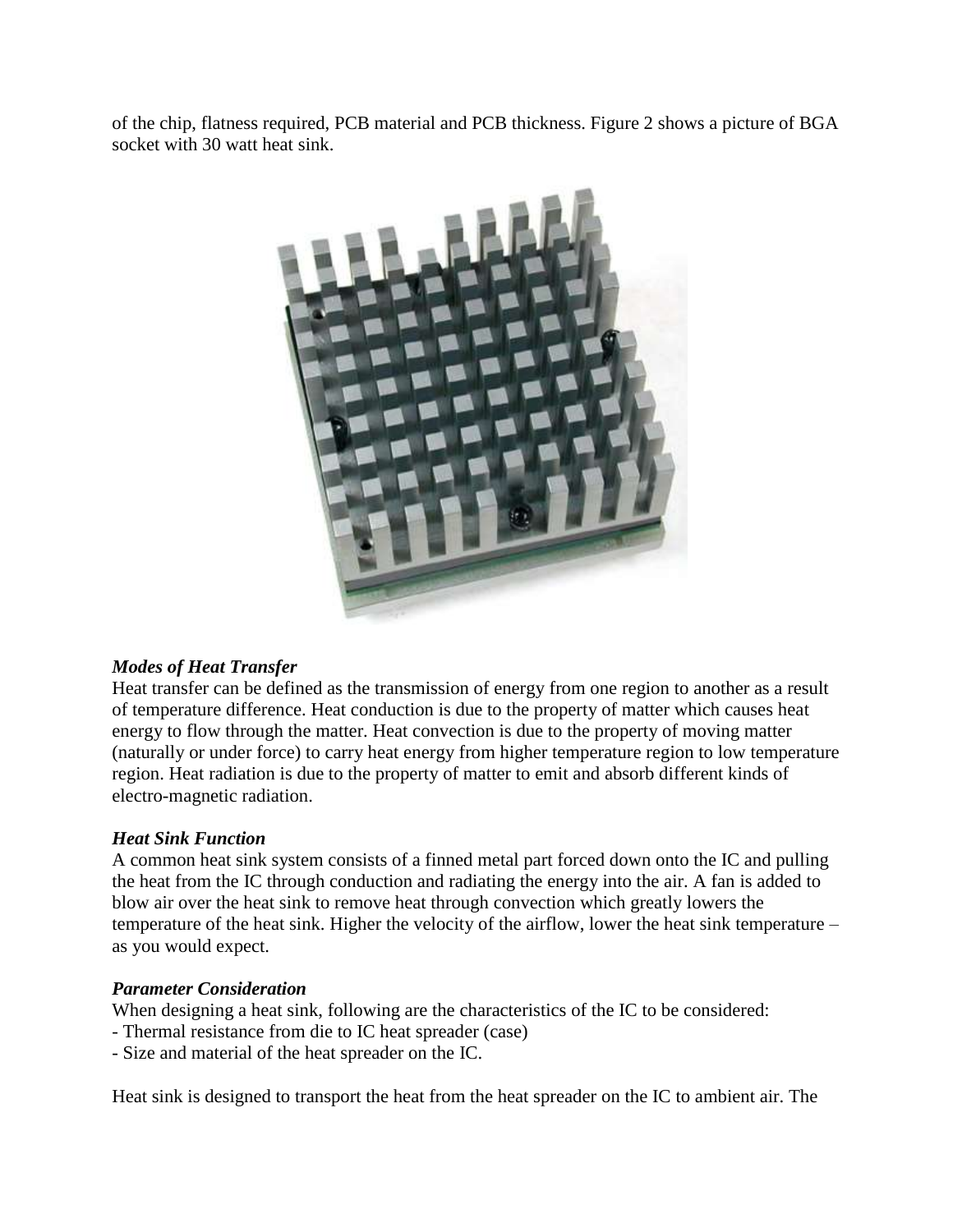of the chip, flatness required, PCB material and PCB thickness. Figure 2 shows a picture of BGA socket with 30 watt heat sink.

***Modes of Heat Transfer***

Heat transfer can be defined as the transmission of energy from one region to another as a result of temperature difference. Heat conduction is due to the property of matter which causes heat energy to flow through the matter. Heat convection is due to the property of moving matter (naturally or under force) to carry heat energy from higher temperature region to low temperature region. Heat radiation is due to the property of matter to emit and absorb different kinds of electro-magnetic radiation.

***Heat Sink Function***

A common heat sink system consists of a finned metal part forced down onto the IC and pulling the heat from the IC through conduction and radiating the energy into the air. A fan is added to blow air over the heat sink to remove heat through convection which greatly lowers the temperature of the heat sink. Higher the velocity of the airflow, lower the heat sink temperature – as you would expect.

***Parameter Consideration***

When designing a heat sink, following are the characteristics of the IC to be considered:

- Thermal resistance from die to IC heat spreader (case)
- Size and material of the heat spreader on the IC.

Heat sink is designed to transport the heat from the heat spreader on the IC to ambient air. The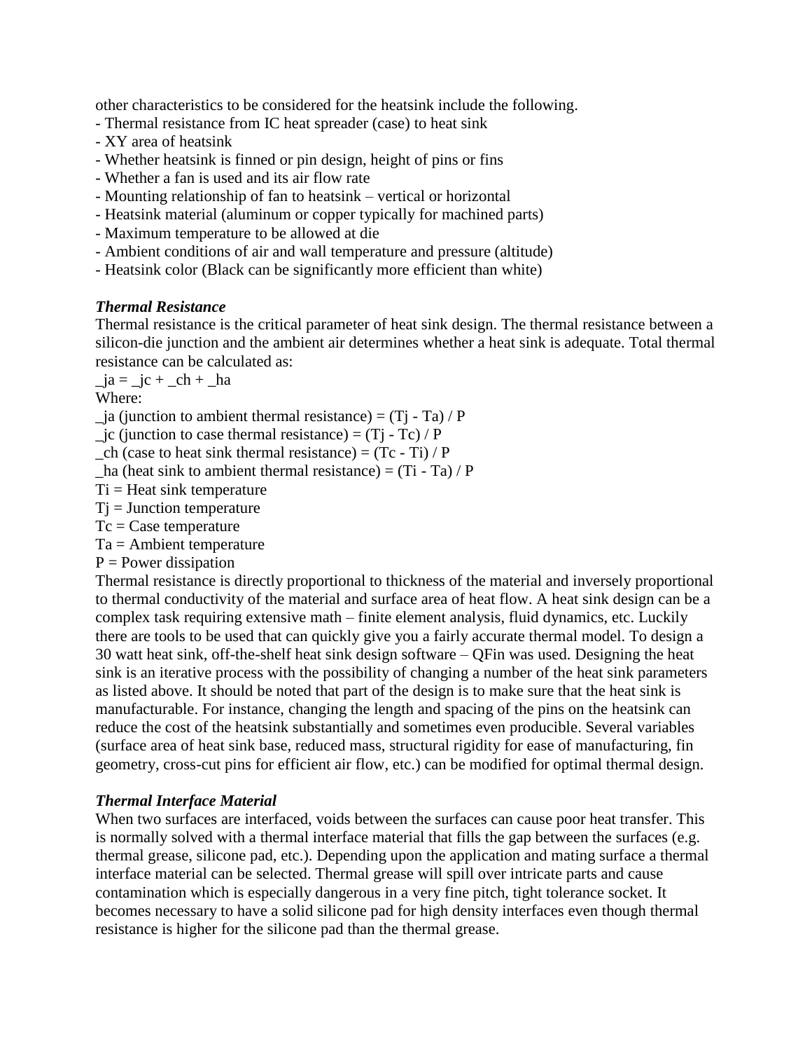other characteristics to be considered for the heatsink include the following.

- Thermal resistance from IC heat spreader (case) to heat sink
- XY area of heatsink
- Whether heatsink is finned or pin design, height of pins or fins
- Whether a fan is used and its air flow rate
- Mounting relationship of fan to heatsink – vertical or horizontal
- Heatsink material (aluminum or copper typically for machined parts)
- Maximum temperature to be allowed at die
- Ambient conditions of air and wall temperature and pressure (altitude)
- Heatsink color (Black can be significantly more efficient than white)

***Thermal Resistance***

Thermal resistance is the critical parameter of heat sink design. The thermal resistance between a silicon-die junction and the ambient air determines whether a heat sink is adequate. Total thermal resistance can be calculated as:

_ja = _jc + _ch + _ha

Where:

_ja (junction to ambient thermal resistance) = (Tj - Ta) / P

_jc (junction to case thermal resistance) = (Tj - Tc) / P

_ch (case to heat sink thermal resistance) = (Tc - Ti) / P

_ha (heat sink to ambient thermal resistance) = (Ti - Ta) / P

Ti = Heat sink temperature

Tj = Junction temperature

Tc = Case temperature

Ta = Ambient temperature

P = Power dissipation

Thermal resistance is directly proportional to thickness of the material and inversely proportional to thermal conductivity of the material and surface area of heat flow. A heat sink design can be a complex task requiring extensive math – finite element analysis, fluid dynamics, etc. Luckily there are tools to be used that can quickly give you a fairly accurate thermal model. To design a 30 watt heat sink, off-the-shelf heat sink design software – QFin was used. Designing the heat sink is an iterative process with the possibility of changing a number of the heat sink parameters as listed above. It should be noted that part of the design is to make sure that the heat sink is manufacturable. For instance, changing the length and spacing of the pins on the heatsink can reduce the cost of the heatsink substantially and sometimes even producible. Several variables (surface area of heat sink base, reduced mass, structural rigidity for ease of manufacturing, fin geometry, cross-cut pins for efficient air flow, etc.) can be modified for optimal thermal design.

***Thermal Interface Material***

When two surfaces are interfaced, voids between the surfaces can cause poor heat transfer. This is normally solved with a thermal interface material that fills the gap between the surfaces (e.g. thermal grease, silicone pad, etc.). Depending upon the application and mating surface a thermal interface material can be selected. Thermal grease will spill over intricate parts and cause contamination which is especially dangerous in a very fine pitch, tight tolerance socket. It becomes necessary to have a solid silicone pad for high density interfaces even though thermal resistance is higher for the silicone pad than the thermal grease.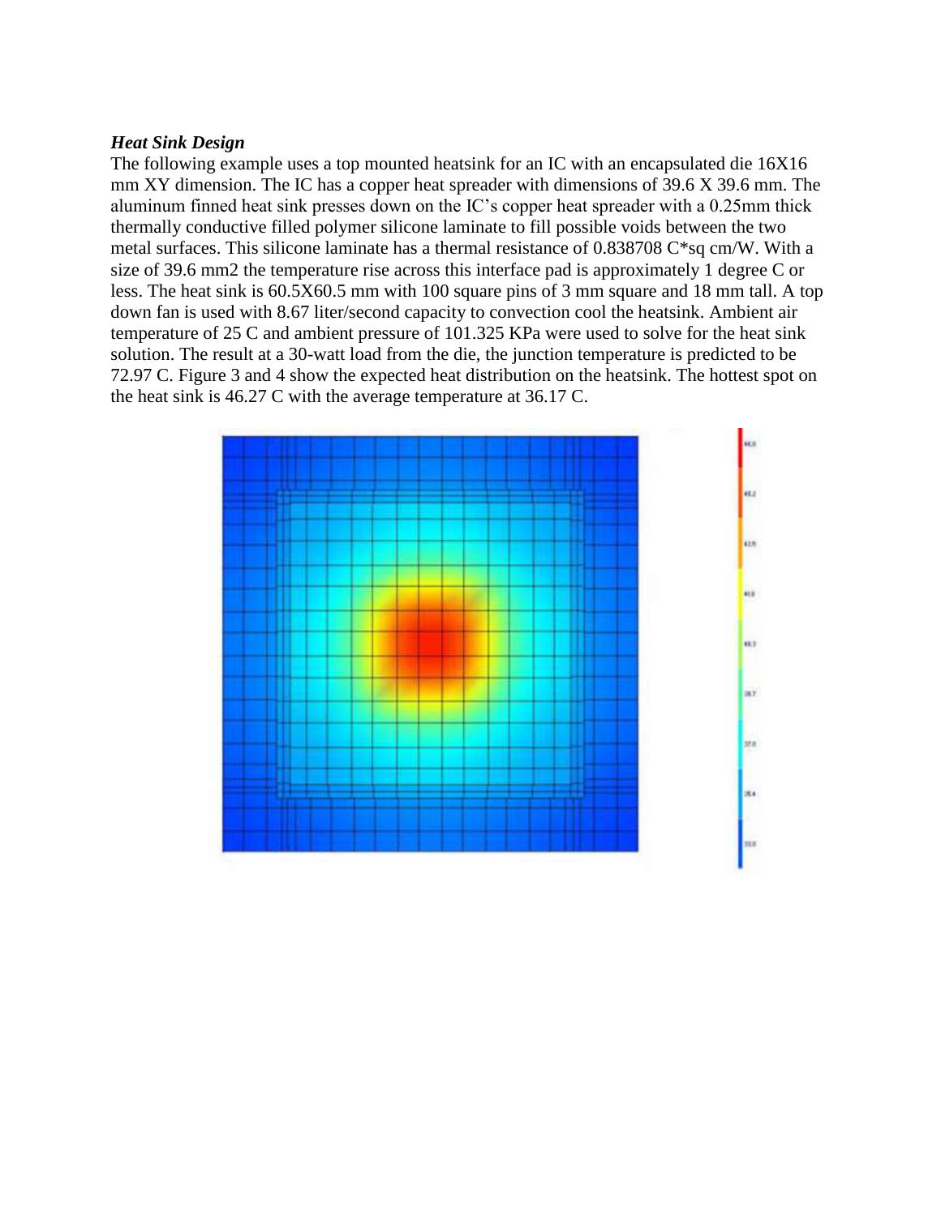***Heat Sink Design***

The following example uses a top mounted heatsink for an IC with an encapsulated die 16X16 mm XY dimension. The IC has a copper heat spreader with dimensions of 39.6 X 39.6 mm. The aluminum finned heat sink presses down on the IC's copper heat spreader with a 0.25mm thick thermally conductive filled polymer silicone laminate to fill possible voids between the two metal surfaces. This silicone laminate has a thermal resistance of 0.838708 C*sq cm/W. With a size of 39.6 mm2 the temperature rise across this interface pad is approximately 1 degree C or less. The heat sink is 60.5X60.5 mm with 100 square pins of 3 mm square and 18 mm tall. A top down fan is used with 8.67 liter/second capacity to convection cool the heatsink. Ambient air temperature of 25 C and ambient pressure of 101.325 KPa were used to solve for the heat sink solution. The result at a 30-watt load from the die, the junction temperature is predicted to be 72.97 C. Figure 3 and 4 show the expected heat distribution on the heatsink. The hottest spot on the heat sink is 46.27 C with the average temperature at 36.17 C.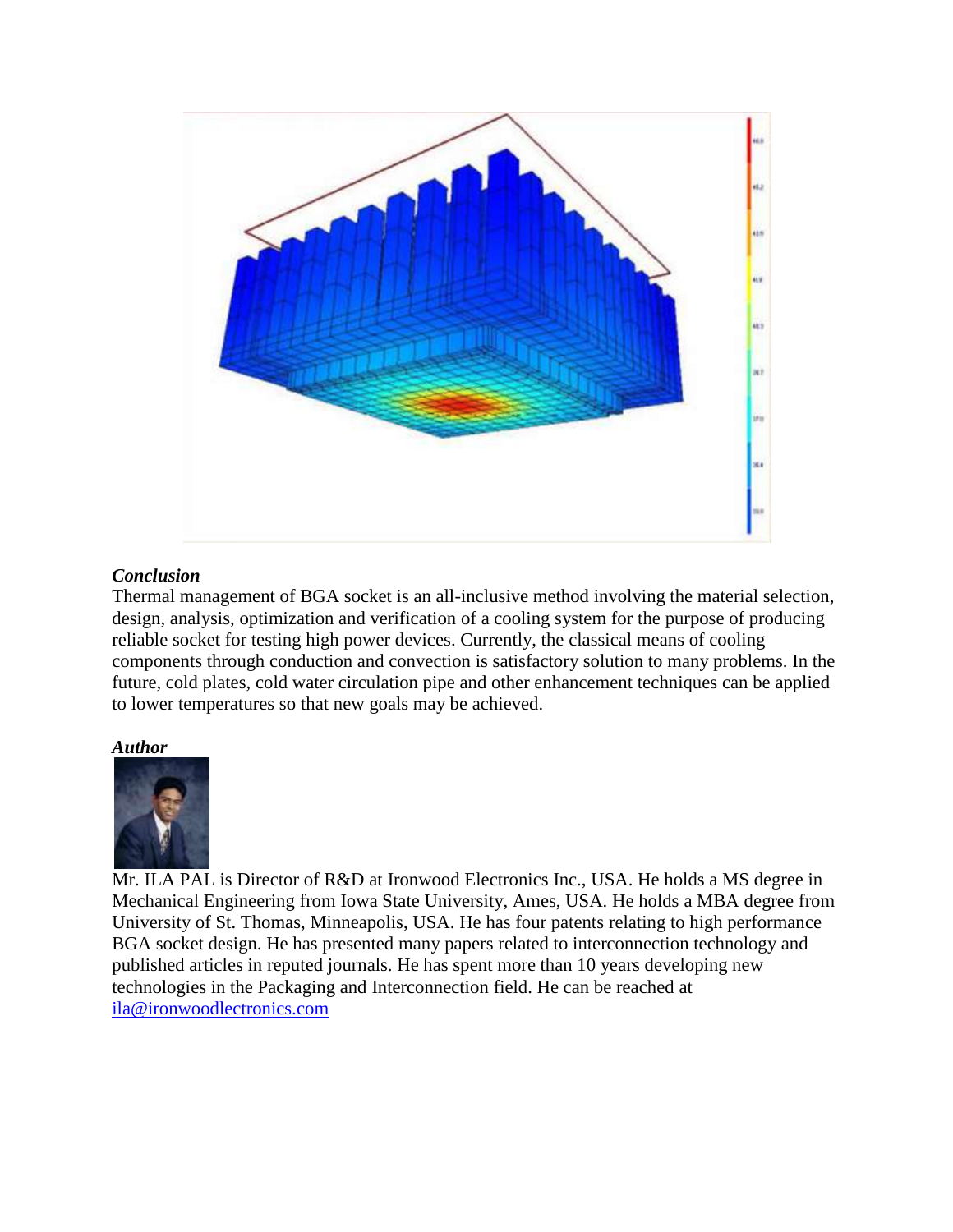***Conclusion***

Thermal management of BGA socket is an all-inclusive method involving the material selection, design, analysis, optimization and verification of a cooling system for the purpose of producing reliable socket for testing high power devices. Currently, the classical means of cooling components through conduction and convection is satisfactory solution to many problems. In the future, cold plates, cold water circulation pipe and other enhancement techniques can be applied to lower temperatures so that new goals may be achieved.

***Author***

Mr. ILA PAL is Director of R&D at Ironwood Electronics Inc., USA. He holds a MS degree in Mechanical Engineering from Iowa State University, Ames, USA. He holds a MBA degree from University of St. Thomas, Minneapolis, USA. He has four patents relating to high performance BGA socket design. He has presented many papers related to interconnection technology and published articles in reputed journals. He has spent more than 10 years developing new technologies in the Packaging and Interconnection field. He can be reached at ila@ironwoodlectronics.com